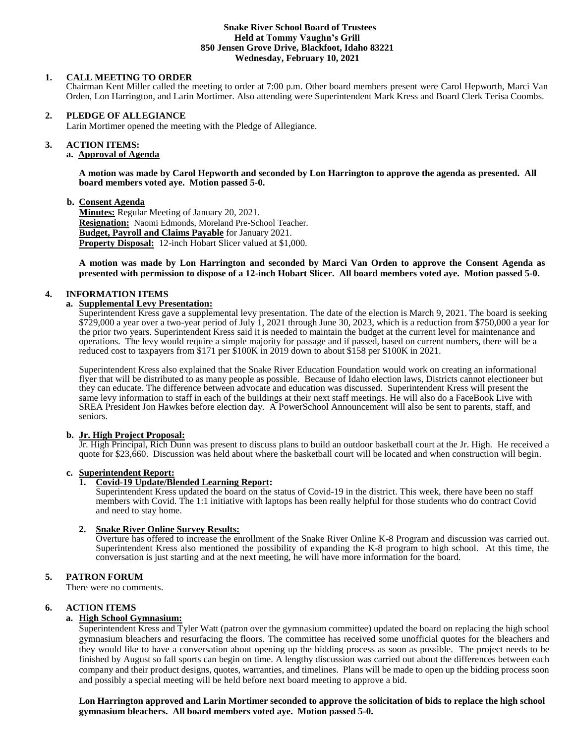**Snake River School Board of Trustees**
**Held at Tommy Vaughn's Grill**
**850 Jensen Grove Drive, Blackfoot, Idaho 83221**
**Wednesday, February 10, 2021**

## 1. CALL MEETING TO ORDER

Chairman Kent Miller called the meeting to order at 7:00 p.m. Other board members present were Carol Hepworth, Marci Van Orden, Lon Harrington, and Larin Mortimer. Also attending were Superintendent Mark Kress and Board Clerk Terisa Coombs.

## 2. PLEDGE OF ALLEGIANCE

Larin Mortimer opened the meeting with the Pledge of Allegiance.

## 3. ACTION ITEMS:

**a. Approval of Agenda**

**A motion was made by Carol Hepworth and seconded by Lon Harrington to approve the agenda as presented. All board members voted aye. Motion passed 5-0.**

**b. Consent Agenda**

**Minutes:** Regular Meeting of January 20, 2021.
**Resignation:** Naomi Edmonds, Moreland Pre-School Teacher.
**Budget, Payroll and Claims Payable** for January 2021.
**Property Disposal:** 12-inch Hobart Slicer valued at $1,000.

**A motion was made by Lon Harrington and seconded by Marci Van Orden to approve the Consent Agenda as presented with permission to dispose of a 12-inch Hobart Slicer. All board members voted aye. Motion passed 5-0.**

## 4. INFORMATION ITEMS

**a. Supplemental Levy Presentation:**

Superintendent Kress gave a supplemental levy presentation. The date of the election is March 9, 2021. The board is seeking $729,000 a year over a two-year period of July 1, 2021 through June 30, 2023, which is a reduction from $750,000 a year for the prior two years. Superintendent Kress said it is needed to maintain the budget at the current level for maintenance and operations. The levy would require a simple majority for passage and if passed, based on current numbers, there will be a reduced cost to taxpayers from $171 per $100K in 2019 down to about $158 per $100K in 2021.

Superintendent Kress also explained that the Snake River Education Foundation would work on creating an informational flyer that will be distributed to as many people as possible. Because of Idaho election laws, Districts cannot electioneer but they can educate. The difference between advocate and education was discussed. Superintendent Kress will present the same levy information to staff in each of the buildings at their next staff meetings. He will also do a FaceBook Live with SREA President Jon Hawkes before election day. A PowerSchool Announcement will also be sent to parents, staff, and seniors.

**b. Jr. High Project Proposal:**

Jr. High Principal, Rich Dunn was present to discuss plans to build an outdoor basketball court at the Jr. High. He received a quote for $23,660. Discussion was held about where the basketball court will be located and when construction will begin.

**c. Superintendent Report:**

1. **Covid-19 Update/Blended Learning Report:**
   Superintendent Kress updated the board on the status of Covid-19 in the district. This week, there have been no staff members with Covid. The 1:1 initiative with laptops has been really helpful for those students who do contract Covid and need to stay home.

2. **Snake River Online Survey Results:**
   Overture has offered to increase the enrollment of the Snake River Online K-8 Program and discussion was carried out. Superintendent Kress also mentioned the possibility of expanding the K-8 program to high school. At this time, the conversation is just starting and at the next meeting, he will have more information for the board.

## 5. PATRON FORUM

There were no comments.

## 6. ACTION ITEMS

**a. High School Gymnasium:**

Superintendent Kress and Tyler Watt (patron over the gymnasium committee) updated the board on replacing the high school gymnasium bleachers and resurfacing the floors. The committee has received some unofficial quotes for the bleachers and they would like to have a conversation about opening up the bidding process as soon as possible. The project needs to be finished by August so fall sports can begin on time. A lengthy discussion was carried out about the differences between each company and their product designs, quotes, warranties, and timelines. Plans will be made to open up the bidding process soon and possibly a special meeting will be held before next board meeting to approve a bid.

**Lon Harrington approved and Larin Mortimer seconded to approve the solicitation of bids to replace the high school gymnasium bleachers. All board members voted aye. Motion passed 5-0.**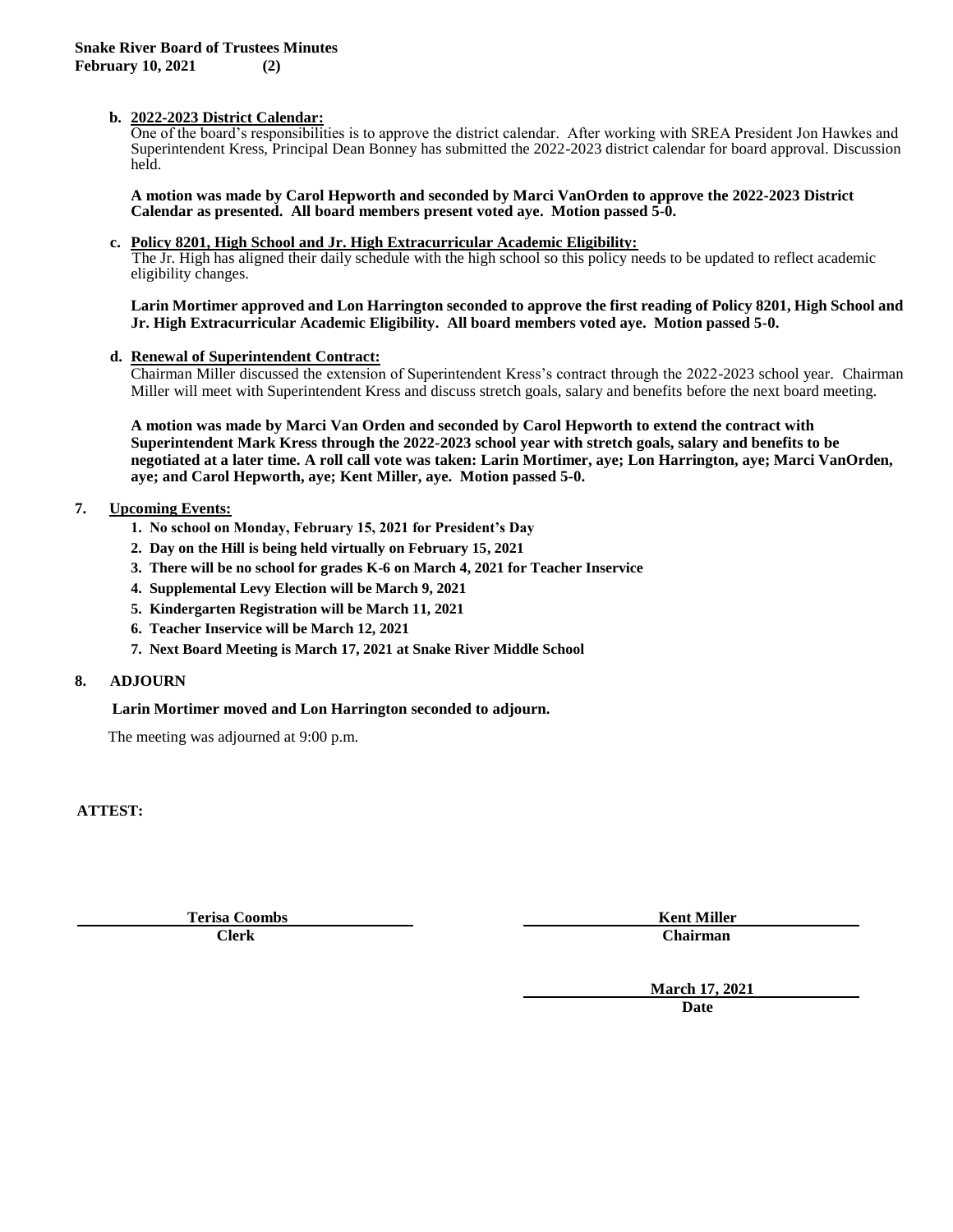**b. 2022-2023 District Calendar:**

One of the board's responsibilities is to approve the district calendar. After working with SREA President Jon Hawkes and Superintendent Kress, Principal Dean Bonney has submitted the 2022-2023 district calendar for board approval. Discussion held.

**A motion was made by Carol Hepworth and seconded by Marci VanOrden to approve the 2022-2023 District Calendar as presented. All board members present voted aye. Motion passed 5-0.**

**c. Policy 8201, High School and Jr. High Extracurricular Academic Eligibility:**

The Jr. High has aligned their daily schedule with the high school so this policy needs to be updated to reflect academic eligibility changes.

**Larin Mortimer approved and Lon Harrington seconded to approve the first reading of Policy 8201, High School and Jr. High Extracurricular Academic Eligibility. All board members voted aye. Motion passed 5-0.**

**d. Renewal of Superintendent Contract:**

Chairman Miller discussed the extension of Superintendent Kress's contract through the 2022-2023 school year. Chairman Miller will meet with Superintendent Kress and discuss stretch goals, salary and benefits before the next board meeting.

**A motion was made by Marci Van Orden and seconded by Carol Hepworth to extend the contract with Superintendent Mark Kress through the 2022-2023 school year with stretch goals, salary and benefits to be negotiated at a later time. A roll call vote was taken: Larin Mortimer, aye; Lon Harrington, aye; Marci VanOrden, aye; and Carol Hepworth, aye; Kent Miller, aye. Motion passed 5-0.**

**7. Upcoming Events:**

1. **No school on Monday, February 15, 2021 for President's Day**
2. **Day on the Hill is being held virtually on February 15, 2021**
3. **There will be no school for grades K-6 on March 4, 2021 for Teacher Inservice**
4. **Supplemental Levy Election will be March 9, 2021**
5. **Kindergarten Registration will be March 11, 2021**
6. **Teacher Inservice will be March 12, 2021**
7. **Next Board Meeting is March 17, 2021 at Snake River Middle School**

**8. ADJOURN**

**Larin Mortimer moved and Lon Harrington seconded to adjourn.**

The meeting was adjourned at 9:00 p.m.

**ATTEST:**

**Terisa Coombs**
**Clerk**

**Kent Miller**
**Chairman**

**March 17, 2021**
**Date**